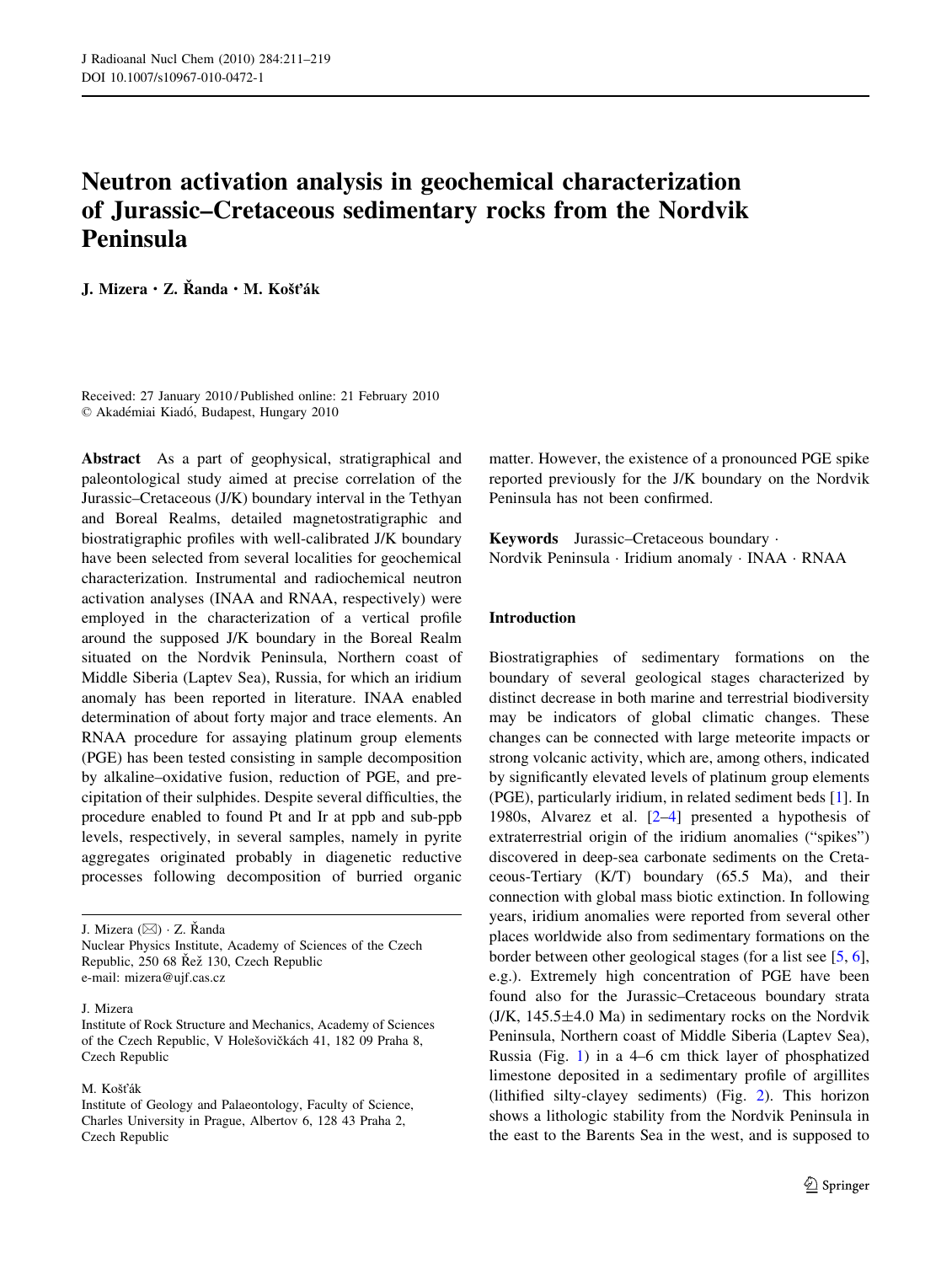# Neutron activation analysis in geochemical characterization of Jurassic–Cretaceous sedimentary rocks from the Nordvik Peninsula

**J. Mizera · Z. Řanda · M. Košťák**

Received: 27 January 2010 / Published online: 21 February 2010
© Akadémiai Kiadó, Budapest, Hungary 2010

**Abstract** As a part of geophysical, stratigraphical and paleontological study aimed at precise correlation of the Jurassic–Cretaceous (J/K) boundary interval in the Tethyan and Boreal Realms, detailed magnetostratigraphic and biostratigraphic profiles with well-calibrated J/K boundary have been selected from several localities for geochemical characterization. Instrumental and radiochemical neutron activation analyses (INAA and RNAA, respectively) were employed in the characterization of a vertical profile around the supposed J/K boundary in the Boreal Realm situated on the Nordvik Peninsula, Northern coast of Middle Siberia (Laptev Sea), Russia, for which an iridium anomaly has been reported in literature. INAA enabled determination of about forty major and trace elements. An RNAA procedure for assaying platinum group elements (PGE) has been tested consisting in sample decomposition by alkaline–oxidative fusion, reduction of PGE, and precipitation of their sulphides. Despite several difficulties, the procedure enabled to found Pt and Ir at ppb and sub-ppb levels, respectively, in several samples, namely in pyrite aggregates originated probably in diagenetic reductive processes following decomposition of burried organic matter. However, the existence of a pronounced PGE spike reported previously for the J/K boundary on the Nordvik Peninsula has not been confirmed.

**Keywords** Jurassic–Cretaceous boundary · Nordvik Peninsula · Iridium anomaly · INAA · RNAA

J. Mizera (✉) · Z. Řanda
Nuclear Physics Institute, Academy of Sciences of the Czech Republic, 250 68 Řež 130, Czech Republic
e-mail: mizera@ujf.cas.cz

J. Mizera
Institute of Rock Structure and Mechanics, Academy of Sciences of the Czech Republic, V Holešovičkách 41, 182 09 Praha 8, Czech Republic

M. Košťák
Institute of Geology and Palaeontology, Faculty of Science, Charles University in Prague, Albertov 6, 128 43 Praha 2, Czech Republic

## Introduction

Biostratigraphies of sedimentary formations on the boundary of several geological stages characterized by distinct decrease in both marine and terrestrial biodiversity may be indicators of global climatic changes. These changes can be connected with large meteorite impacts or strong volcanic activity, which are, among others, indicated by significantly elevated levels of platinum group elements (PGE), particularly iridium, in related sediment beds [1]. In 1980s, Alvarez et al. [2–4] presented a hypothesis of extraterrestrial origin of the iridium anomalies ("spikes") discovered in deep-sea carbonate sediments on the Cretaceous-Tertiary (K/T) boundary (65.5 Ma), and their connection with global mass biotic extinction. In following years, iridium anomalies were reported from several other places worldwide also from sedimentary formations on the border between other geological stages (for a list see [5, 6], e.g.). Extremely high concentration of PGE have been found also for the Jurassic–Cretaceous boundary strata (J/K, 145.5±4.0 Ma) in sedimentary rocks on the Nordvik Peninsula, Northern coast of Middle Siberia (Laptev Sea), Russia (Fig. 1) in a 4–6 cm thick layer of phosphatized limestone deposited in a sedimentary profile of argillites (lithified silty-clayey sediments) (Fig. 2). This horizon shows a lithologic stability from the Nordvik Peninsula in the east to the Barents Sea in the west, and is supposed to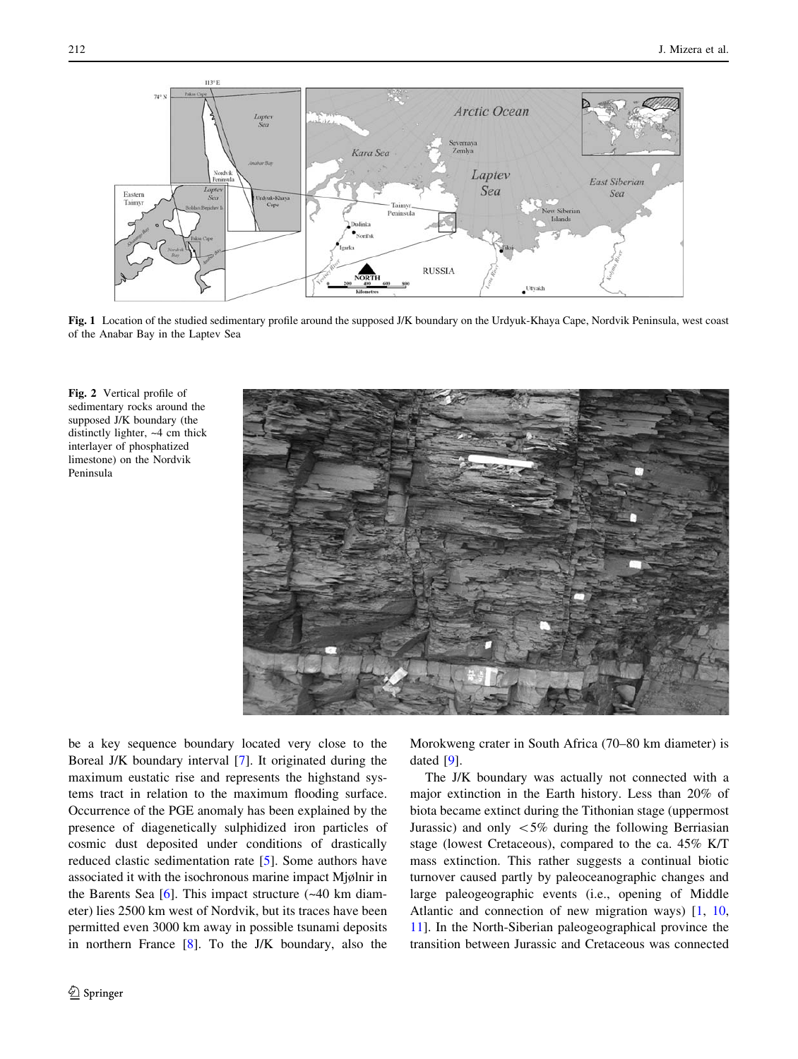Fig. 1 Location of the studied sedimentary profile around the supposed J/K boundary on the Urdyuk-Khaya Cape, Nordvik Peninsula, west coast of the Anabar Bay in the Laptev Sea

Fig. 2 Vertical profile of sedimentary rocks around the supposed J/K boundary (the distinctly lighter, ~4 cm thick interlayer of phosphatized limestone) on the Nordvik Peninsula

be a key sequence boundary located very close to the Boreal J/K boundary interval [7]. It originated during the maximum eustatic rise and represents the highstand systems tract in relation to the maximum flooding surface. Occurrence of the PGE anomaly has been explained by the presence of diagenetically sulphidized iron particles of cosmic dust deposited under conditions of drastically reduced clastic sedimentation rate [5]. Some authors have associated it with the isochronous marine impact Mjølnir in the Barents Sea [6]. This impact structure (~40 km diameter) lies 2500 km west of Nordvik, but its traces have been permitted even 3000 km away in possible tsunami deposits in northern France [8]. To the J/K boundary, also the Morokweng crater in South Africa (70–80 km diameter) is dated [9].

The J/K boundary was actually not connected with a major extinction in the Earth history. Less than 20% of biota became extinct during the Tithonian stage (uppermost Jurassic) and only <5% during the following Berriasian stage (lowest Cretaceous), compared to the ca. 45% K/T mass extinction. This rather suggests a continual biotic turnover caused partly by paleoceanographic changes and large paleogeographic events (i.e., opening of Middle Atlantic and connection of new migration ways) [1, 10, 11]. In the North-Siberian paleogeographical province the transition between Jurassic and Cretaceous was connected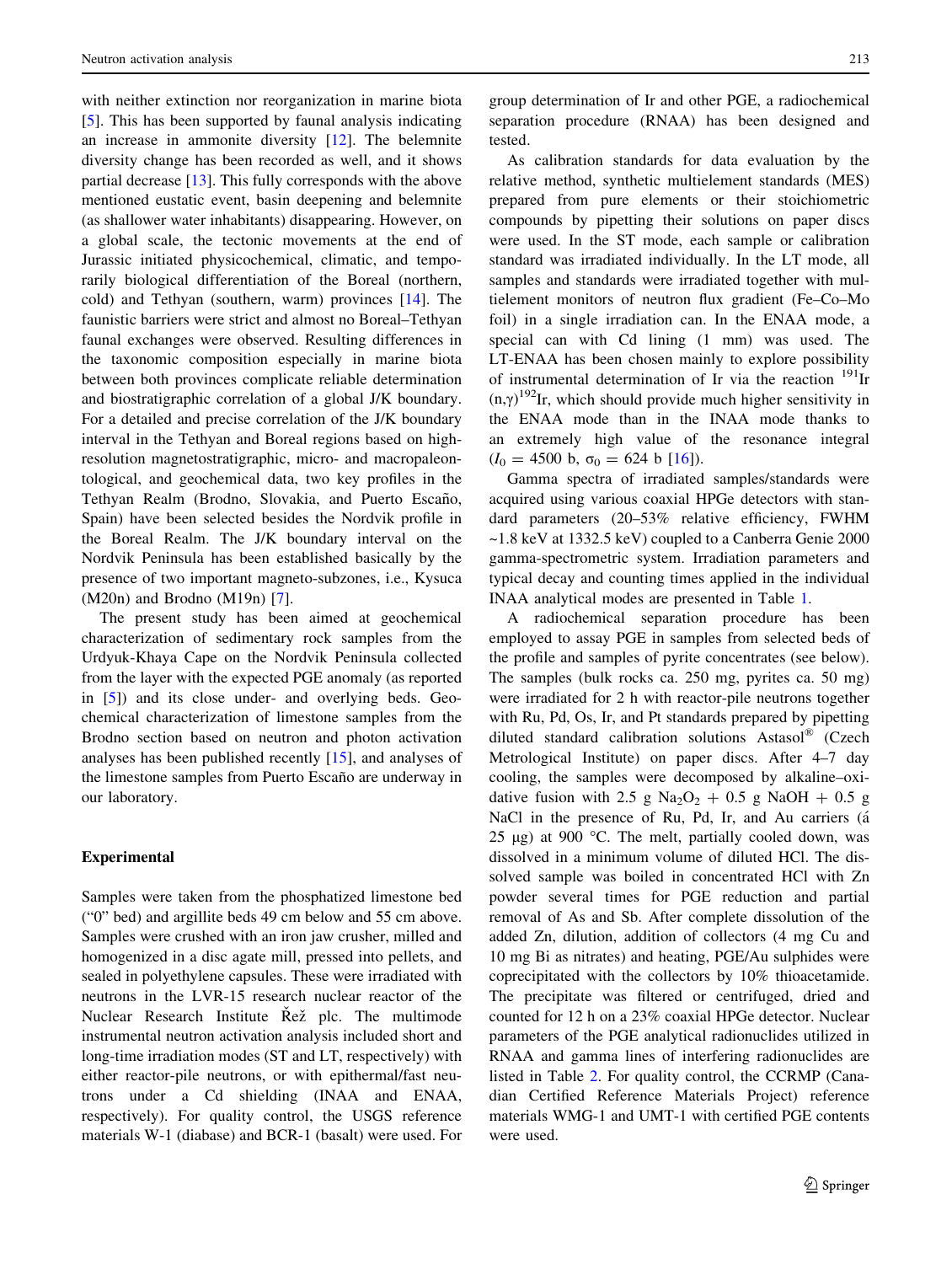with neither extinction nor reorganization in marine biota [5]. This has been supported by faunal analysis indicating an increase in ammonite diversity [12]. The belemnite diversity change has been recorded as well, and it shows partial decrease [13]. This fully corresponds with the above mentioned eustatic event, basin deepening and belemnite (as shallower water inhabitants) disappearing. However, on a global scale, the tectonic movements at the end of Jurassic initiated physicochemical, climatic, and temporarily biological differentiation of the Boreal (northern, cold) and Tethyan (southern, warm) provinces [14]. The faunistic barriers were strict and almost no Boreal–Tethyan faunal exchanges were observed. Resulting differences in the taxonomic composition especially in marine biota between both provinces complicate reliable determination and biostratigraphic correlation of a global J/K boundary. For a detailed and precise correlation of the J/K boundary interval in the Tethyan and Boreal regions based on high-resolution magnetostratigraphic, micro- and macropaleontological, and geochemical data, two key profiles in the Tethyan Realm (Brodno, Slovakia, and Puerto Escaño, Spain) have been selected besides the Nordvik profile in the Boreal Realm. The J/K boundary interval on the Nordvik Peninsula has been established basically by the presence of two important magneto-subzones, i.e., Kysuca (M20n) and Brodno (M19n) [7].

The present study has been aimed at geochemical characterization of sedimentary rock samples from the Urdyuk-Khaya Cape on the Nordvik Peninsula collected from the layer with the expected PGE anomaly (as reported in [5]) and its close under- and overlying beds. Geochemical characterization of limestone samples from the Brodno section based on neutron and photon activation analyses has been published recently [15], and analyses of the limestone samples from Puerto Escaño are underway in our laboratory.

## Experimental

Samples were taken from the phosphatized limestone bed ("0" bed) and argillite beds 49 cm below and 55 cm above. Samples were crushed with an iron jaw crusher, milled and homogenized in a disc agate mill, pressed into pellets, and sealed in polyethylene capsules. These were irradiated with neutrons in the LVR-15 research nuclear reactor of the Nuclear Research Institute Řež plc. The multimode instrumental neutron activation analysis included short and long-time irradiation modes (ST and LT, respectively) with either reactor-pile neutrons, or with epithermal/fast neutrons under a Cd shielding (INAA and ENAA, respectively). For quality control, the USGS reference materials W-1 (diabase) and BCR-1 (basalt) were used. For group determination of Ir and other PGE, a radiochemical separation procedure (RNAA) has been designed and tested.

As calibration standards for data evaluation by the relative method, synthetic multielement standards (MES) prepared from pure elements or their stoichiometric compounds by pipetting their solutions on paper discs were used. In the ST mode, each sample or calibration standard was irradiated individually. In the LT mode, all samples and standards were irradiated together with multielement monitors of neutron flux gradient (Fe–Co–Mo foil) in a single irradiation can. In the ENAA mode, a special can with Cd lining (1 mm) was used. The LT-ENAA has been chosen mainly to explore possibility of instrumental determination of Ir via the reaction $^{191}$Ir $(n,\gamma)^{192}$Ir, which should provide much higher sensitivity in the ENAA mode than in the INAA mode thanks to an extremely high value of the resonance integral ($I_0 = 4500$ b, $\sigma_0 = 624$ b [16]).

Gamma spectra of irradiated samples/standards were acquired using various coaxial HPGe detectors with standard parameters (20–53% relative efficiency, FWHM ~1.8 keV at 1332.5 keV) coupled to a Canberra Genie 2000 gamma-spectrometric system. Irradiation parameters and typical decay and counting times applied in the individual INAA analytical modes are presented in Table 1.

A radiochemical separation procedure has been employed to assay PGE in samples from selected beds of the profile and samples of pyrite concentrates (see below). The samples (bulk rocks ca. 250 mg, pyrites ca. 50 mg) were irradiated for 2 h with reactor-pile neutrons together with Ru, Pd, Os, Ir, and Pt standards prepared by pipetting diluted standard calibration solutions Astasol® (Czech Metrological Institute) on paper discs. After 4–7 day cooling, the samples were decomposed by alkaline–oxidative fusion with 2.5 g $Na_2O_2$ + 0.5 g NaOH + 0.5 g NaCl in the presence of Ru, Pd, Ir, and Au carriers (á 25 μg) at 900 °C. The melt, partially cooled down, was dissolved in a minimum volume of diluted HCl. The dissolved sample was boiled in concentrated HCl with Zn powder several times for PGE reduction and partial removal of As and Sb. After complete dissolution of the added Zn, dilution, addition of collectors (4 mg Cu and 10 mg Bi as nitrates) and heating, PGE/Au sulphides were coprecipitated with the collectors by 10% thioacetamide. The precipitate was filtered or centrifuged, dried and counted for 12 h on a 23% coaxial HPGe detector. Nuclear parameters of the PGE analytical radionuclides utilized in RNAA and gamma lines of interfering radionuclides are listed in Table 2. For quality control, the CCRMP (Canadian Certified Reference Materials Project) reference materials WMG-1 and UMT-1 with certified PGE contents were used.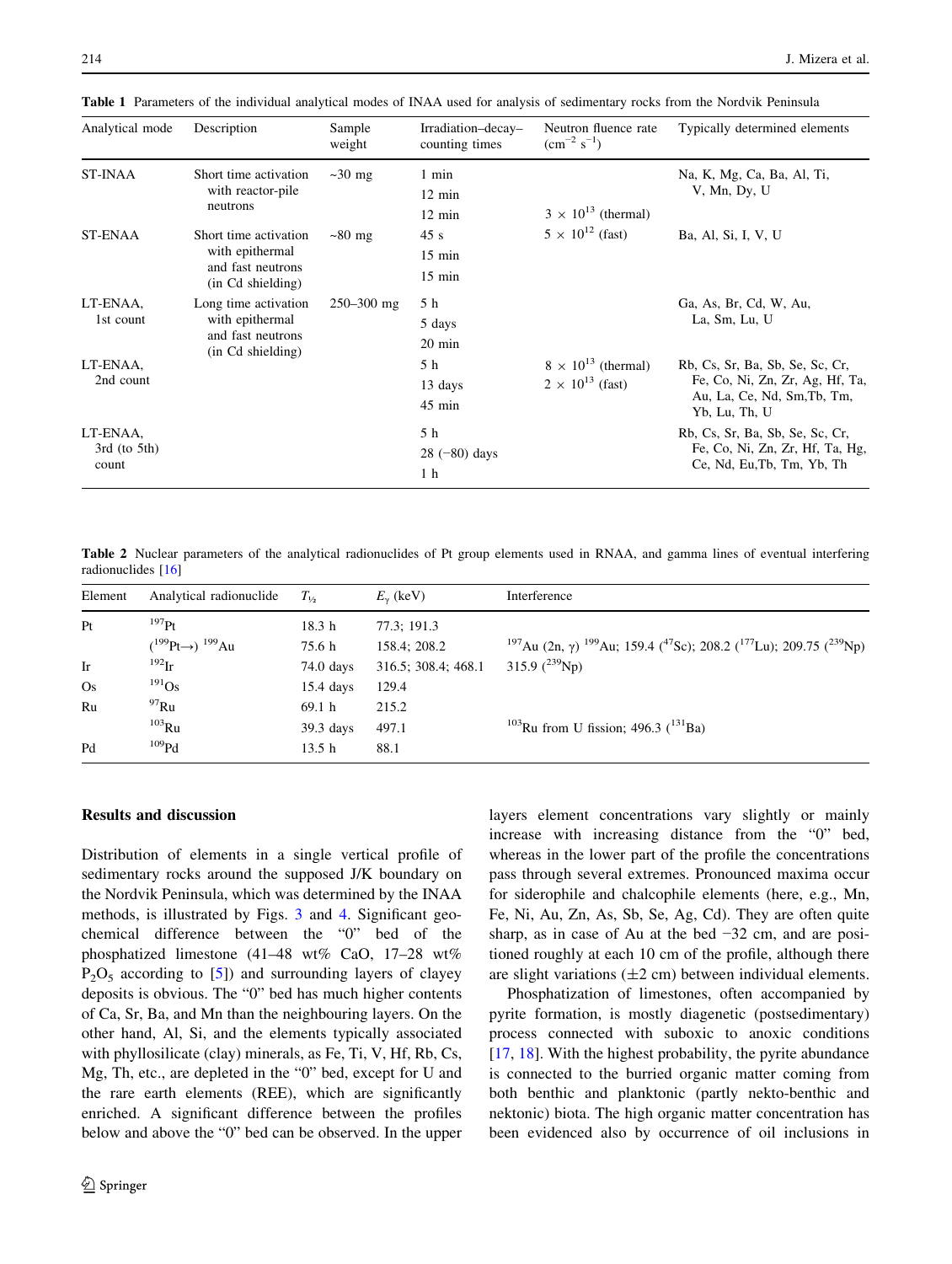**Table 1** Parameters of the individual analytical modes of INAA used for analysis of sedimentary rocks from the Nordvik Peninsula

| Analytical mode | Description | Sample weight | Irradiation–decay–counting times | Neutron fluence rate ($cm^{-2}$ $s^{-1}$) | Typically determined elements |
|---|---|---|---|---|---|
| ST-INAA | Short time activation with reactor-pile neutrons | ~30 mg | 1 min<br>12 min<br>12 min | $3 \times 10^{13}$ (thermal)<br>$5 \times 10^{12}$ (fast) | Na, K, Mg, Ca, Ba, Al, Ti, V, Mn, Dy, U |
| ST-ENAA | Short time activation with epithermal and fast neutrons (in Cd shielding) | ~80 mg | 45 s<br>15 min<br>15 min | | Ba, Al, Si, I, V, U |
| LT-ENAA, 1st count | Long time activation with epithermal and fast neutrons (in Cd shielding) | 250–300 mg | 5 h<br>5 days<br>20 min | | Ga, As, Br, Cd, W, Au, La, Sm, Lu, U |
| LT-ENAA, 2nd count | | | 5 h<br>13 days<br>45 min | $8 \times 10^{13}$ (thermal)<br>$2 \times 10^{13}$ (fast) | Rb, Cs, Sr, Ba, Sb, Se, Sc, Cr, Fe, Co, Ni, Zn, Zr, Ag, Hf, Ta, Au, La, Ce, Nd, Sm,Tb, Tm, Yb, Lu, Th, U |
| LT-ENAA, 3rd (to 5th) count | | | 5 h<br>28 (−80) days<br>1 h | | Rb, Cs, Sr, Ba, Sb, Se, Sc, Cr, Fe, Co, Ni, Zn, Zr, Hf, Ta, Hg, Ce, Nd, Eu,Tb, Tm, Yb, Th |

**Table 2** Nuclear parameters of the analytical radionuclides of Pt group elements used in RNAA, and gamma lines of eventual interfering radionuclides [16]

| Element | Analytical radionuclide | $T_{½}$ | $E_{\gamma}$ (keV) | Interference |
|---|---|---|---|---|
| Pt | $^{197}$Pt | 18.3 h | 77.3; 191.3 | |
| | ($^{199}$Pt→) $^{199}$Au | 75.6 h | 158.4; 208.2 | $^{197}$Au (2n, γ) $^{199}$Au; 159.4 ($^{47}$Sc); 208.2 ($^{177}$Lu); 209.75 ($^{239}$Np) |
| Ir | $^{192}$Ir | 74.0 days | 316.5; 308.4; 468.1 | 315.9 ($^{239}$Np) |
| Os | $^{191}$Os | 15.4 days | 129.4 | |
| Ru | $^{97}$Ru | 69.1 h | 215.2 | |
| | $^{103}$Ru | 39.3 days | 497.1 | $^{103}$Ru from U fission; 496.3 ($^{131}$Ba) |
| Pd | $^{109}$Pd | 13.5 h | 88.1 | |

## Results and discussion

Distribution of elements in a single vertical profile of sedimentary rocks around the supposed J/K boundary on the Nordvik Peninsula, which was determined by the INAA methods, is illustrated by Figs. 3 and 4. Significant geochemical difference between the "0" bed of the phosphatized limestone (41–48 wt% CaO, 17–28 wt% $P_2O_5$ according to [5]) and surrounding layers of clayey deposits is obvious. The "0" bed has much higher contents of Ca, Sr, Ba, and Mn than the neighbouring layers. On the other hand, Al, Si, and the elements typically associated with phyllosilicate (clay) minerals, as Fe, Ti, V, Hf, Rb, Cs, Mg, Th, etc., are depleted in the "0" bed, except for U and the rare earth elements (REE), which are significantly enriched. A significant difference between the profiles below and above the "0" bed can be observed. In the upper layers element concentrations vary slightly or mainly increase with increasing distance from the "0" bed, whereas in the lower part of the profile the concentrations pass through several extremes. Pronounced maxima occur for siderophile and chalcophile elements (here, e.g., Mn, Fe, Ni, Au, Zn, As, Sb, Se, Ag, Cd). They are often quite sharp, as in case of Au at the bed −32 cm, and are positioned roughly at each 10 cm of the profile, although there are slight variations (±2 cm) between individual elements.

Phosphatization of limestones, often accompanied by pyrite formation, is mostly diagenetic (postsedimentary) process connected with suboxic to anoxic conditions [17, 18]. With the highest probability, the pyrite abundance is connected to the burried organic matter coming from both benthic and planktonic (partly nekto-benthic and nektonic) biota. The high organic matter concentration has been evidenced also by occurrence of oil inclusions in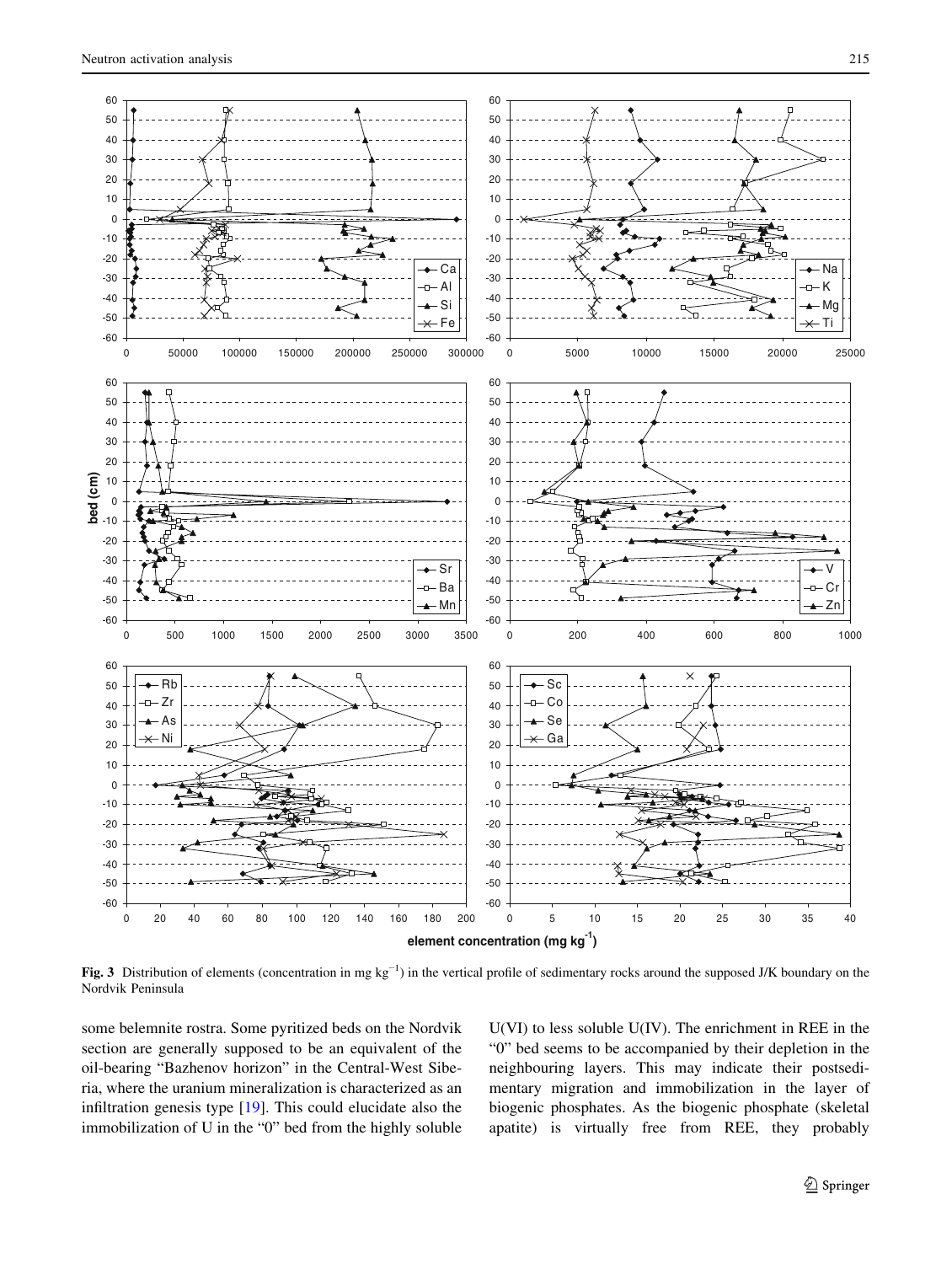**Fig. 3** Distribution of elements (concentration in mg kg$^{-1}$) in the vertical profile of sedimentary rocks around the supposed J/K boundary on the Nordvik Peninsula

some belemnite rostra. Some pyritized beds on the Nordvik section are generally supposed to be an equivalent of the oil-bearing "Bazhenov horizon" in the Central-West Siberia, where the uranium mineralization is characterized as an infiltration genesis type [19]. This could elucidate also the immobilization of U in the "0" bed from the highly soluble U(VI) to less soluble U(IV). The enrichment in REE in the "0" bed seems to be accompanied by their depletion in the neighbouring layers. This may indicate their postsedimentary migration and immobilization in the layer of biogenic phosphates. As the biogenic phosphate (skeletal apatite) is virtually free from REE, they probably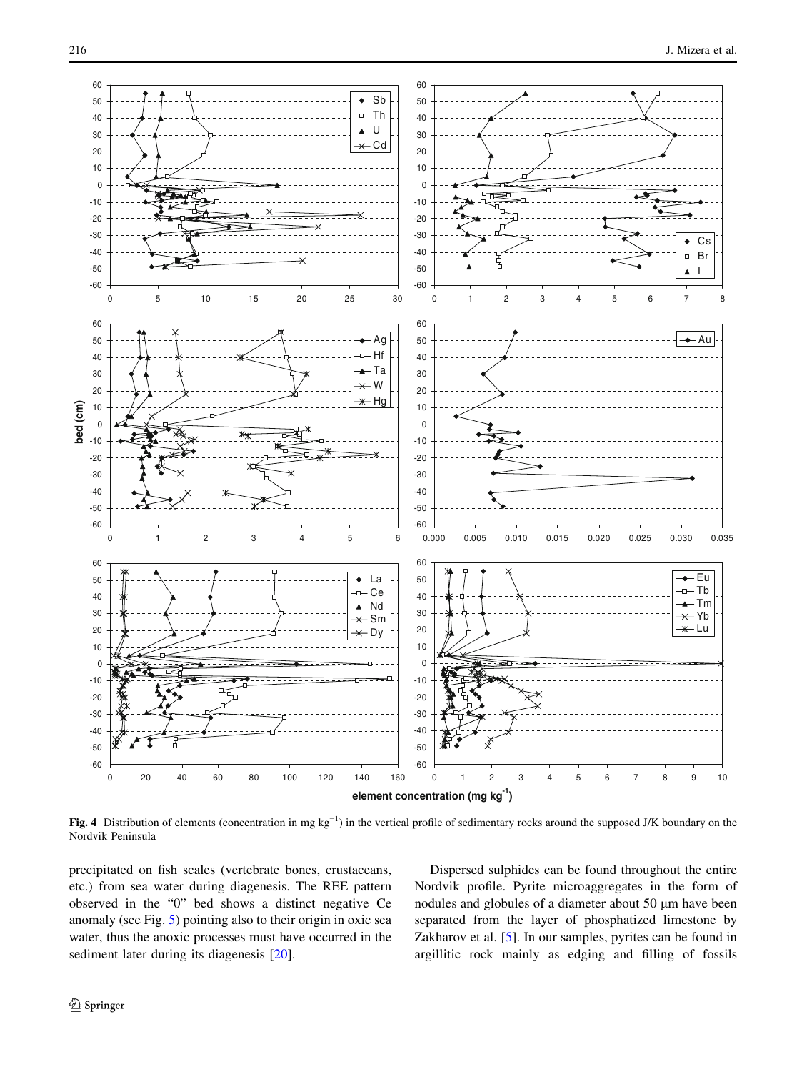Fig. 4 Distribution of elements (concentration in mg $kg^{-1}$) in the vertical profile of sedimentary rocks around the supposed J/K boundary on the Nordvik Peninsula

precipitated on fish scales (vertebrate bones, crustaceans, etc.) from sea water during diagenesis. The REE pattern observed in the "0" bed shows a distinct negative Ce anomaly (see Fig. 5) pointing also to their origin in oxic sea water, thus the anoxic processes must have occurred in the sediment later during its diagenesis [20].

Dispersed sulphides can be found throughout the entire Nordvik profile. Pyrite microaggregates in the form of nodules and globules of a diameter about 50 μm have been separated from the layer of phosphatized limestone by Zakharov et al. [5]. In our samples, pyrites can be found in argillitic rock mainly as edging and filling of fossils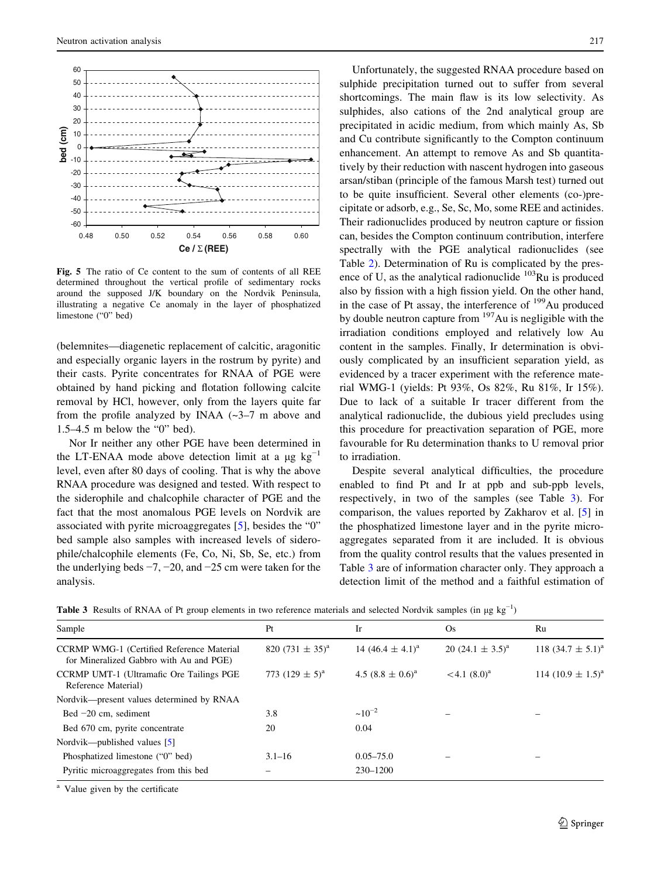**Fig. 5** The ratio of Ce content to the sum of contents of all REE determined throughout the vertical profile of sedimentary rocks around the supposed J/K boundary on the Nordvik Peninsula, illustrating a negative Ce anomaly in the layer of phosphatized limestone ("0" bed)

(belemnites—diagenetic replacement of calcitic, aragonitic and especially organic layers in the rostrum by pyrite) and their casts. Pyrite concentrates for RNAA of PGE were obtained by hand picking and flotation following calcite removal by HCl, however, only from the layers quite far from the profile analyzed by INAA (~3–7 m above and 1.5–4.5 m below the "0" bed).

Nor Ir neither any other PGE have been determined in the LT-ENAA mode above detection limit at a μg $kg^{-1}$ level, even after 80 days of cooling. That is why the above RNAA procedure was designed and tested. With respect to the siderophile and chalcophile character of PGE and the fact that the most anomalous PGE levels on Nordvik are associated with pyrite microaggregates [5], besides the "0" bed sample also samples with increased levels of siderophile/chalcophile elements (Fe, Co, Ni, Sb, Se, etc.) from the underlying beds −7, −20, and −25 cm were taken for the analysis.

Unfortunately, the suggested RNAA procedure based on sulphide precipitation turned out to suffer from several shortcomings. The main flaw is its low selectivity. As sulphides, also cations of the 2nd analytical group are precipitated in acidic medium, from which mainly As, Sb and Cu contribute significantly to the Compton continuum enhancement. An attempt to remove As and Sb quantitatively by their reduction with nascent hydrogen into gaseous arsan/stiban (principle of the famous Marsh test) turned out to be quite insufficient. Several other elements (co-)precipitate or adsorb, e.g., Se, Sc, Mo, some REE and actinides. Their radionuclides produced by neutron capture or fission can, besides the Compton continuum contribution, interfere spectrally with the PGE analytical radionuclides (see Table 2). Determination of Ru is complicated by the presence of U, as the analytical radionuclide $^{103}$Ru is produced also by fission with a high fission yield. On the other hand, in the case of Pt assay, the interference of $^{199}$Au produced by double neutron capture from $^{197}$Au is negligible with the irradiation conditions employed and relatively low Au content in the samples. Finally, Ir determination is obviously complicated by an insufficient separation yield, as evidenced by a tracer experiment with the reference material WMG-1 (yields: Pt 93%, Os 82%, Ru 81%, Ir 15%). Due to lack of a suitable Ir tracer different from the analytical radionuclide, the dubious yield precludes using this procedure for preactivation separation of PGE, more favourable for Ru determination thanks to U removal prior to irradiation.

Despite several analytical difficulties, the procedure enabled to find Pt and Ir at ppb and sub-ppb levels, respectively, in two of the samples (see Table 3). For comparison, the values reported by Zakharov et al. [5] in the phosphatized limestone layer and in the pyrite microaggregates separated from it are included. It is obvious from the quality control results that the values presented in Table 3 are of information character only. They approach a detection limit of the method and a faithful estimation of

**Table 3** Results of RNAA of Pt group elements in two reference materials and selected Nordvik samples (in μg $kg^{-1}$)

| Sample | Pt | Ir | Os | Ru |
|---|---|---|---|---|
| CCRMP WMG-1 (Certified Reference Material for Mineralized Gabbro with Au and PGE) | 820 (731 ± 35)[a] | 14 (46.4 ± 4.1)[a] | 20 (24.1 ± 3.5)[a] | 118 (34.7 ± 5.1)[a] |
| CCRMP UMT-1 (Ultramafic Ore Tailings PGE Reference Material) | 773 (129 ± 5)[a] | 4.5 (8.8 ± 0.6)[a] | <4.1 (8.0)[a] | 114 (10.9 ± 1.5)[a] |
| Nordvik—present values determined by RNAA | | | | |
| Bed −20 cm, sediment | 3.8 | ~$10^{-2}$ | – | – |
| Bed 670 cm, pyrite concentrate | 20 | 0.04 | | |
| Nordvik—published values [5] | | | | |
| Phosphatized limestone ("0" bed) | 3.1–16 | 0.05–75.0 | – | – |
| Pyritic microaggregates from this bed | – | 230–1200 | | |

[a] Value given by the certificate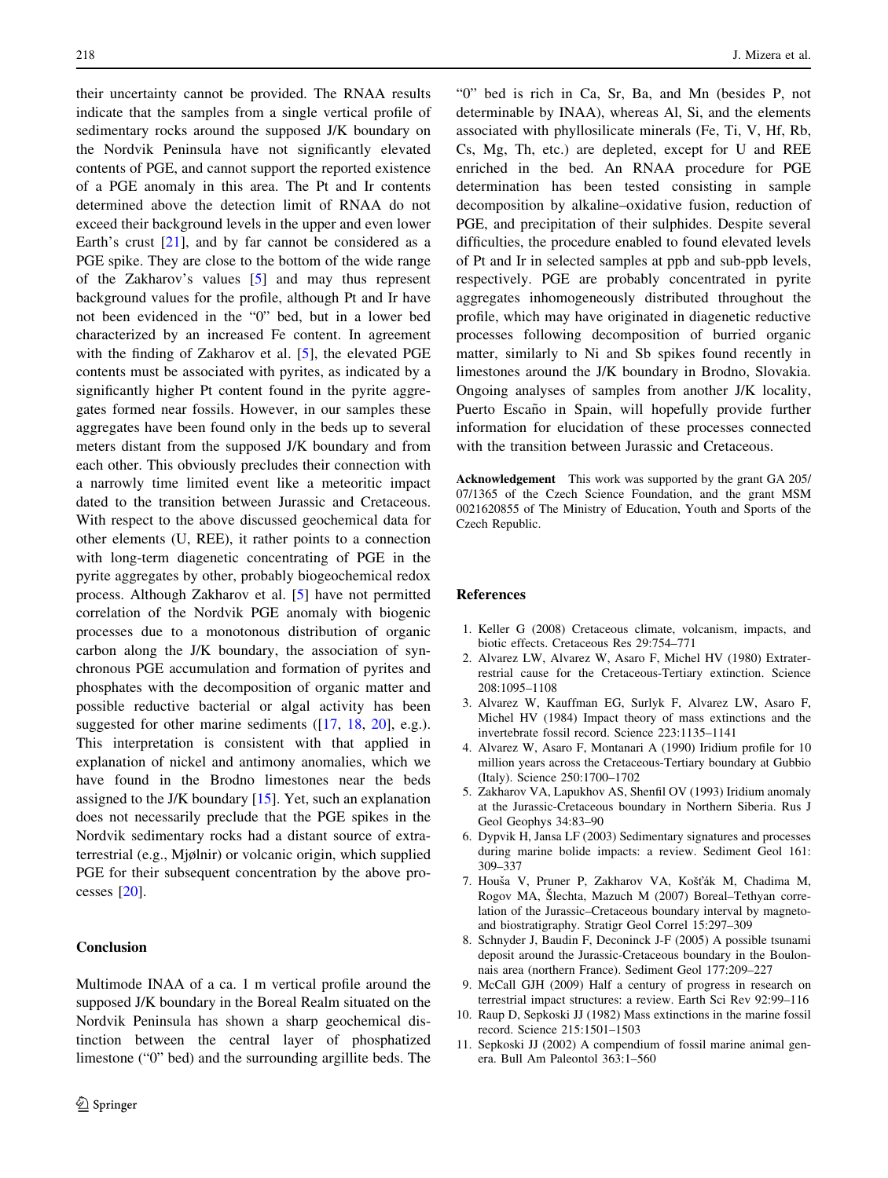their uncertainty cannot be provided. The RNAA results indicate that the samples from a single vertical profile of sedimentary rocks around the supposed J/K boundary on the Nordvik Peninsula have not significantly elevated contents of PGE, and cannot support the reported existence of a PGE anomaly in this area. The Pt and Ir contents determined above the detection limit of RNAA do not exceed their background levels in the upper and even lower Earth's crust [21], and by far cannot be considered as a PGE spike. They are close to the bottom of the wide range of the Zakharov's values [5] and may thus represent background values for the profile, although Pt and Ir have not been evidenced in the "0" bed, but in a lower bed characterized by an increased Fe content. In agreement with the finding of Zakharov et al. [5], the elevated PGE contents must be associated with pyrites, as indicated by a significantly higher Pt content found in the pyrite aggregates formed near fossils. However, in our samples these aggregates have been found only in the beds up to several meters distant from the supposed J/K boundary and from each other. This obviously precludes their connection with a narrowly time limited event like a meteoritic impact dated to the transition between Jurassic and Cretaceous. With respect to the above discussed geochemical data for other elements (U, REE), it rather points to a connection with long-term diagenetic concentrating of PGE in the pyrite aggregates by other, probably biogeochemical redox process. Although Zakharov et al. [5] have not permitted correlation of the Nordvik PGE anomaly with biogenic processes due to a monotonous distribution of organic carbon along the J/K boundary, the association of synchronous PGE accumulation and formation of pyrites and phosphates with the decomposition of organic matter and possible reductive bacterial or algal activity has been suggested for other marine sediments ([17, 18, 20], e.g.). This interpretation is consistent with that applied in explanation of nickel and antimony anomalies, which we have found in the Brodno limestones near the beds assigned to the J/K boundary [15]. Yet, such an explanation does not necessarily preclude that the PGE spikes in the Nordvik sedimentary rocks had a distant source of extraterrestrial (e.g., Mjølnir) or volcanic origin, which supplied PGE for their subsequent concentration by the above processes [20].

## Conclusion

Multimode INAA of a ca. 1 m vertical profile around the supposed J/K boundary in the Boreal Realm situated on the Nordvik Peninsula has shown a sharp geochemical distinction between the central layer of phosphatized limestone ("0" bed) and the surrounding argillite beds. The "0" bed is rich in Ca, Sr, Ba, and Mn (besides P, not determinable by INAA), whereas Al, Si, and the elements associated with phyllosilicate minerals (Fe, Ti, V, Hf, Rb, Cs, Mg, Th, etc.) are depleted, except for U and REE enriched in the bed. An RNAA procedure for PGE determination has been tested consisting in sample decomposition by alkaline–oxidative fusion, reduction of PGE, and precipitation of their sulphides. Despite several difficulties, the procedure enabled to found elevated levels of Pt and Ir in selected samples at ppb and sub-ppb levels, respectively. PGE are probably concentrated in pyrite aggregates inhomogeneously distributed throughout the profile, which may have originated in diagenetic reductive processes following decomposition of buried organic matter, similarly to Ni and Sb spikes found recently in limestones around the J/K boundary in Brodno, Slovakia. Ongoing analyses of samples from another J/K locality, Puerto Escaño in Spain, will hopefully provide further information for elucidation of these processes connected with the transition between Jurassic and Cretaceous.

**Acknowledgement** This work was supported by the grant GA 205/07/1365 of the Czech Science Foundation, and the grant MSM 0021620855 of The Ministry of Education, Youth and Sports of the Czech Republic.

## References

1. Keller G (2008) Cretaceous climate, volcanism, impacts, and biotic effects. Cretaceous Res 29:754–771
2. Alvarez LW, Alvarez W, Asaro F, Michel HV (1980) Extraterrestrial cause for the Cretaceous-Tertiary extinction. Science 208:1095–1108
3. Alvarez W, Kauffman EG, Surlyk F, Alvarez LW, Asaro F, Michel HV (1984) Impact theory of mass extinctions and the invertebrate fossil record. Science 223:1135–1141
4. Alvarez W, Asaro F, Montanari A (1990) Iridium profile for 10 million years across the Cretaceous-Tertiary boundary at Gubbio (Italy). Science 250:1700–1702
5. Zakharov VA, Lapukhov AS, Shenfil OV (1993) Iridium anomaly at the Jurassic-Cretaceous boundary in Northern Siberia. Rus J Geol Geophys 34:83–90
6. Dypvik H, Jansa LF (2003) Sedimentary signatures and processes during marine bolide impacts: a review. Sediment Geol 161:309–337
7. Houša V, Pruner P, Zakharov VA, Košťák M, Chadima M, Rogov MA, Šlechta, Mazuch M (2007) Boreal–Tethyan correlation of the Jurassic–Cretaceous boundary interval by magneto- and biostratigraphy. Stratigr Geol Correl 15:297–309
8. Schnyder J, Baudin F, Deconinck J-F (2005) A possible tsunami deposit around the Jurassic-Cretaceous boundary in the Boulonnais area (northern France). Sediment Geol 177:209–227
9. McCall GJH (2009) Half a century of progress in research on terrestrial impact structures: a review. Earth Sci Rev 92:99–116
10. Raup D, Sepkoski JJ (1982) Mass extinctions in the marine fossil record. Science 215:1501–1503
11. Sepkoski JJ (2002) A compendium of fossil marine animal genera. Bull Am Paleontol 363:1–560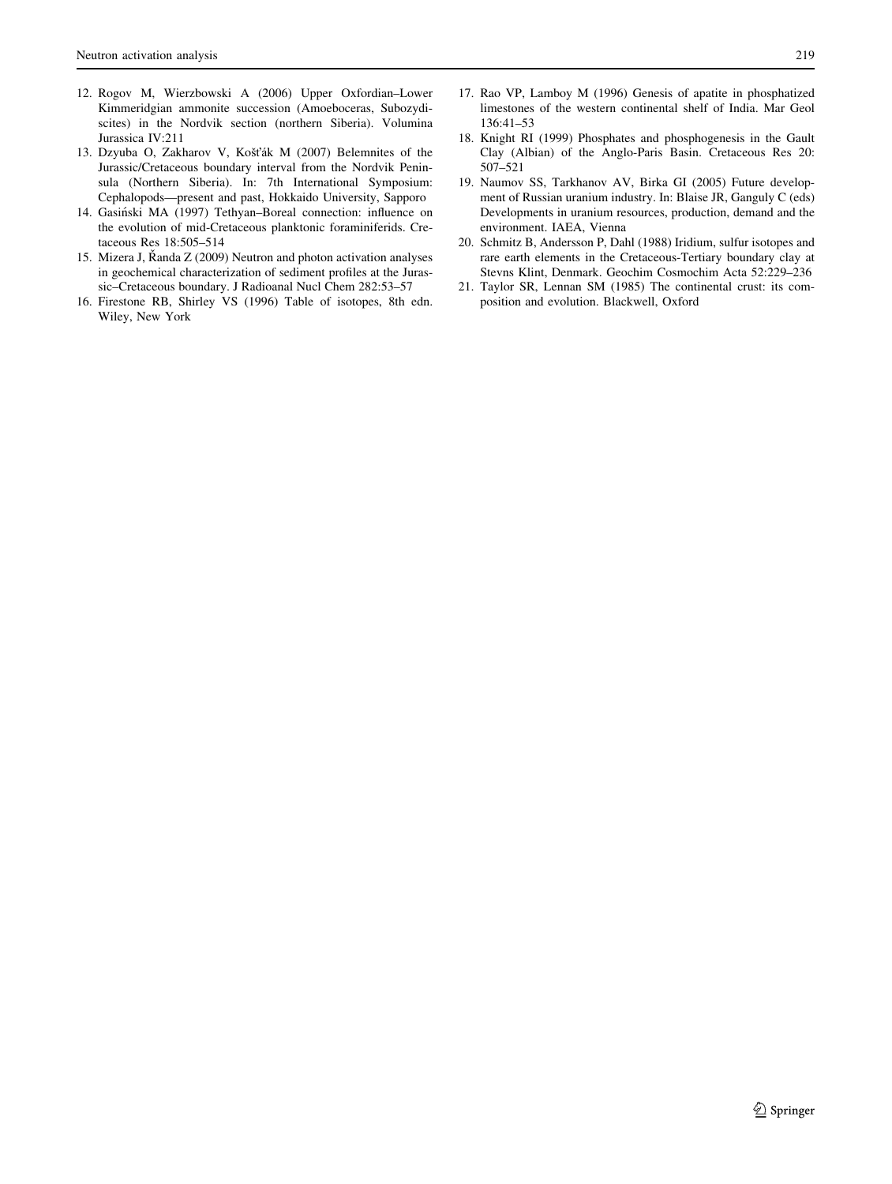12. Rogov M, Wierzbowski A (2006) Upper Oxfordian–Lower Kimmeridgian ammonite succession (Amoeboceras, Subozydiscites) in the Nordvik section (northern Siberia). Volumina Jurassica IV:211
13. Dzyuba O, Zakharov V, Košťák M (2007) Belemnites of the Jurassic/Cretaceous boundary interval from the Nordvik Peninsula (Northern Siberia). In: 7th International Symposium: Cephalopods—present and past, Hokkaido University, Sapporo
14. Gasiński MA (1997) Tethyan–Boreal connection: influence on the evolution of mid-Cretaceous planktonic foraminiferids. Cretaceous Res 18:505–514
15. Mizera J, Řanda Z (2009) Neutron and photon activation analyses in geochemical characterization of sediment profiles at the Jurassic–Cretaceous boundary. J Radioanal Nucl Chem 282:53–57
16. Firestone RB, Shirley VS (1996) Table of isotopes, 8th edn. Wiley, New York
17. Rao VP, Lamboy M (1996) Genesis of apatite in phosphatized limestones of the western continental shelf of India. Mar Geol 136:41–53
18. Knight RI (1999) Phosphates and phosphogenesis in the Gault Clay (Albian) of the Anglo-Paris Basin. Cretaceous Res 20: 507–521
19. Naumov SS, Tarkhanov AV, Birka GI (2005) Future development of Russian uranium industry. In: Blaise JR, Ganguly C (eds) Developments in uranium resources, production, demand and the environment. IAEA, Vienna
20. Schmitz B, Andersson P, Dahl (1988) Iridium, sulfur isotopes and rare earth elements in the Cretaceous-Tertiary boundary clay at Stevns Klint, Denmark. Geochim Cosmochim Acta 52:229–236
21. Taylor SR, Lennan SM (1985) The continental crust: its composition and evolution. Blackwell, Oxford